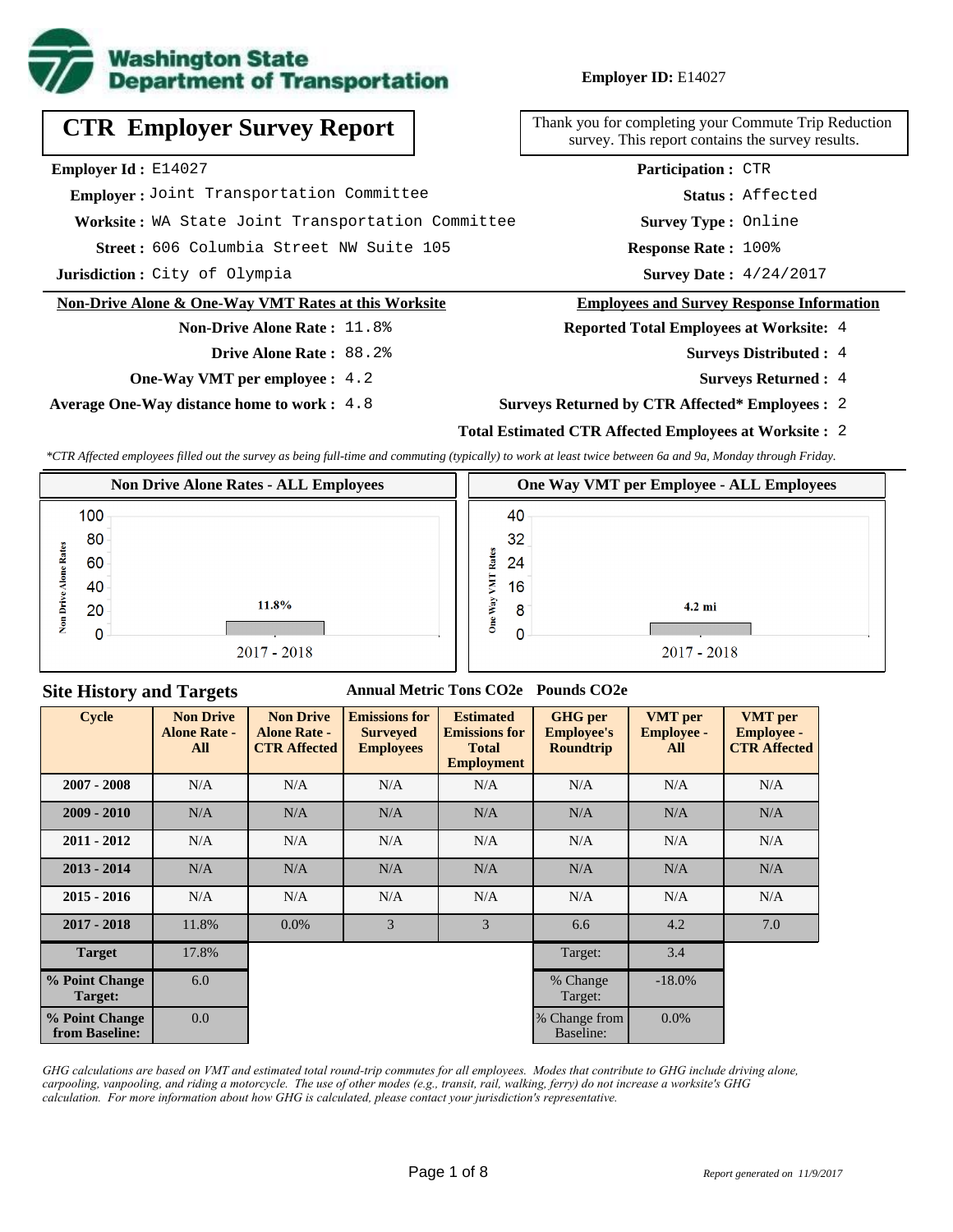**Washington State Department of Transportation**

**Employer ID:** E14027

# CTR Employer Survey Report

Thank you for completing your Commute Trip Reduction survey. This report contains the survey results.

**Employer Id :** E14027
**Employer :** Joint Transportation Committee
**Worksite :** WA State Joint Transportation Committee
**Street :** 606 Columbia Street NW Suite 105
**Jurisdiction :** City of Olympia

**Participation :** CTR
**Status :** Affected
**Survey Type :** Online
**Response Rate :** 100%
**Survey Date :** 4/24/2017

## Non-Drive Alone & One-Way VMT Rates at this Worksite

**Non-Drive Alone Rate :** 11.8%
**Drive Alone Rate :** 88.2%
**One-Way VMT per employee :** 4.2
**Average One-Way distance home to work :** 4.8

## Employees and Survey Response Information

**Reported Total Employees at Worksite:** 4
**Surveys Distributed :** 4
**Surveys Returned :** 4
**Surveys Returned by CTR Affected* Employees :** 2
**Total Estimated CTR Affected Employees at Worksite :** 2

*\*CTR Affected employees filled out the survey as being full-time and commuting (typically) to work at least twice between 6a and 9a, Monday through Friday.*

**Non Drive Alone Rates - ALL Employees**

Non Drive Alone Rates
100
80
60
40
20
0
11.8%
2017 - 2018

**One Way VMT per Employee - ALL Employees**

One Way VMT Rates
40
32
24
16
8
0
4.2 mi
2017 - 2018

## Site History and Targets

Annual Metric Tons CO2e | Pounds CO2e

| Cycle | Non Drive Alone Rate - All | Non Drive Alone Rate - CTR Affected | Emissions for Surveyed Employees | Estimated Emissions for Total Employment | GHG per Employee's Roundtrip | VMT per Employee - All | VMT per Employee - CTR Affected |
|---|---|---|---|---|---|---|---|
| 2007 - 2008 | N/A | N/A | N/A | N/A | N/A | N/A | N/A |
| 2009 - 2010 | N/A | N/A | N/A | N/A | N/A | N/A | N/A |
| 2011 - 2012 | N/A | N/A | N/A | N/A | N/A | N/A | N/A |
| 2013 - 2014 | N/A | N/A | N/A | N/A | N/A | N/A | N/A |
| 2015 - 2016 | N/A | N/A | N/A | N/A | N/A | N/A | N/A |
| 2017 - 2018 | 11.8% | 0.0% | 3 | 3 | 6.6 | 4.2 | 7.0 |
| Target | 17.8% | | | | Target: | 3.4 | |
| % Point Change Target: | 6.0 | | | | % Change Target: | -18.0% | |
| % Point Change from Baseline: | 0.0 | | | | % Change from Baseline: | 0.0% | |

*GHG calculations are based on VMT and estimated total round-trip commutes for all employees. Modes that contribute to GHG include driving alone, carpooling, vanpooling, and riding a motorcycle. The use of other modes (e.g., transit, rail, walking, ferry) do not increase a worksite's GHG calculation. For more information about how GHG is calculated, please contact your jurisdiction's representative.*

*Report generated on 11/9/2017*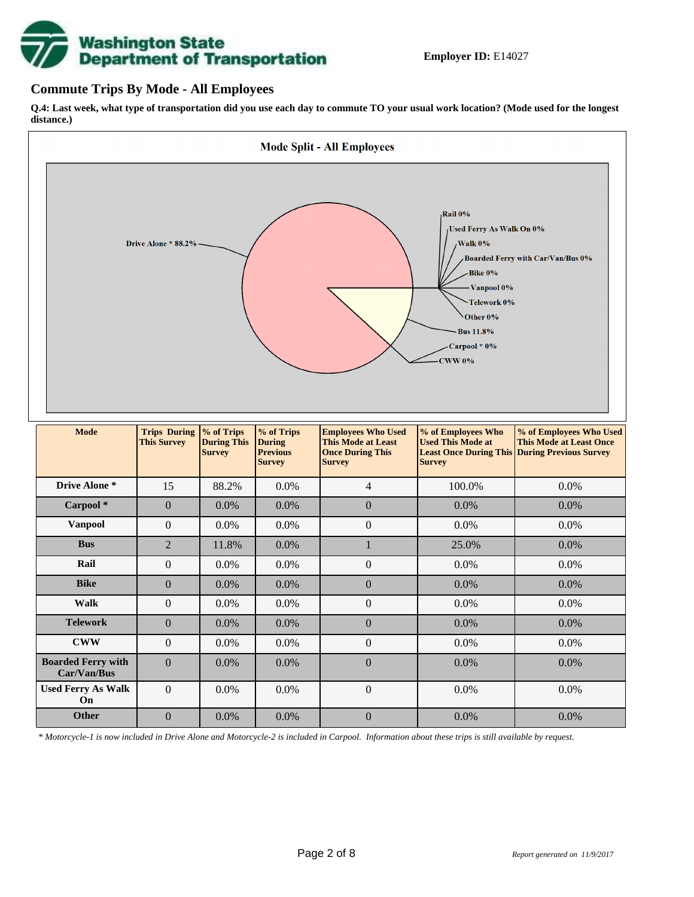**Employer ID:** E14027

## Commute Trips By Mode - All Employees

**Q.4: Last week, what type of transportation did you use each day to commute TO your usual work location? (Mode used for the longest distance.)**

Mode Split - All Employees

Drive Alone * 88.2%
Rail 0%
Used Ferry As Walk On 0%
Walk 0%
Boarded Ferry with Car/Van/Bus 0%
Bike 0%
Vanpool 0%
Telework 0%
Other 0%
Bus 11.8%
Carpool * 0%
CWW 0%

| Mode | Trips During This Survey | % of Trips During This Survey | % of Trips During Previous Survey | Employees Who Used This Mode at Least Once During This Survey | % of Employees Who Used This Mode at Least Once During This Survey | % of Employees Who Used This Mode at Least Once During Previous Survey |
|---|---|---|---|---|---|---|
| Drive Alone * | 15 | 88.2% | 0.0% | 4 | 100.0% | 0.0% |
| Carpool * | 0 | 0.0% | 0.0% | 0 | 0.0% | 0.0% |
| Vanpool | 0 | 0.0% | 0.0% | 0 | 0.0% | 0.0% |
| Bus | 2 | 11.8% | 0.0% | 1 | 25.0% | 0.0% |
| Rail | 0 | 0.0% | 0.0% | 0 | 0.0% | 0.0% |
| Bike | 0 | 0.0% | 0.0% | 0 | 0.0% | 0.0% |
| Walk | 0 | 0.0% | 0.0% | 0 | 0.0% | 0.0% |
| Telework | 0 | 0.0% | 0.0% | 0 | 0.0% | 0.0% |
| CWW | 0 | 0.0% | 0.0% | 0 | 0.0% | 0.0% |
| Boarded Ferry with Car/Van/Bus | 0 | 0.0% | 0.0% | 0 | 0.0% | 0.0% |
| Used Ferry As Walk On | 0 | 0.0% | 0.0% | 0 | 0.0% | 0.0% |
| Other | 0 | 0.0% | 0.0% | 0 | 0.0% | 0.0% |

*\* Motorcycle-1 is now included in Drive Alone and Motorcycle-2 is included in Carpool. Information about these trips is still available by request.*

*Report generated on 11/9/2017*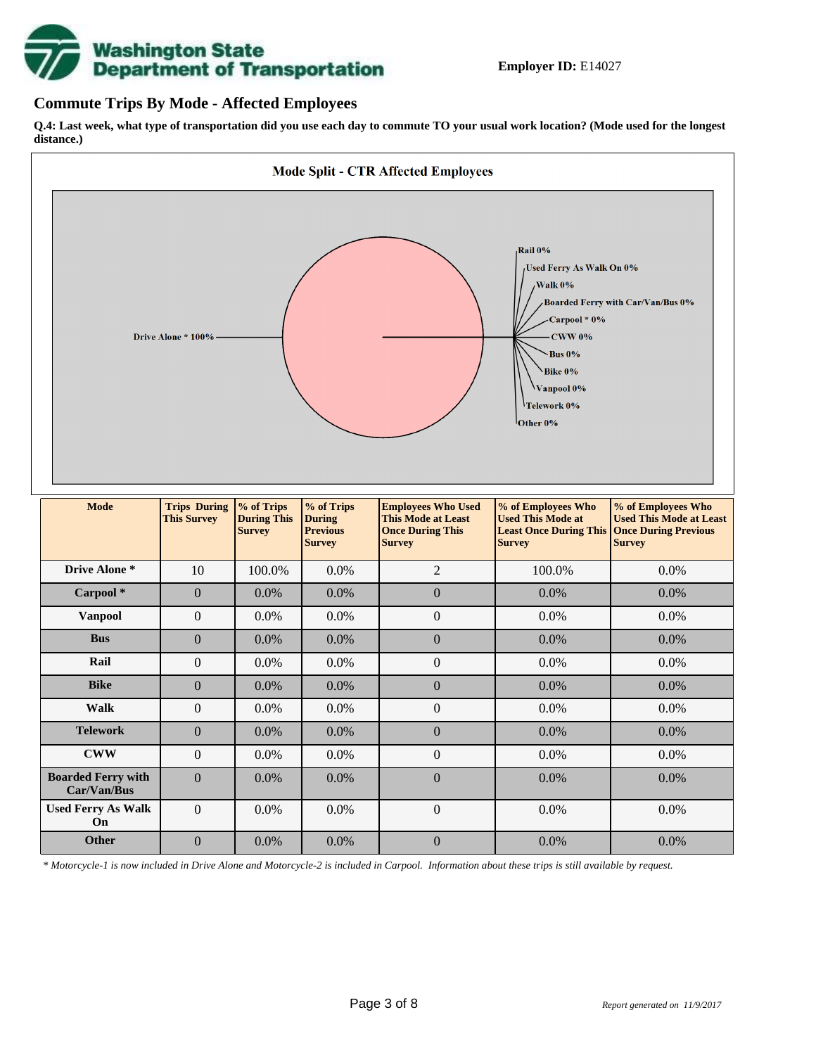**Employer ID:** E14027

## Commute Trips By Mode - Affected Employees

**Q.4: Last week, what type of transportation did you use each day to commute TO your usual work location? (Mode used for the longest distance.)**

Mode Split - CTR Affected Employees

Drive Alone * 100%
Rail 0%
Used Ferry As Walk On 0%
Walk 0%
Boarded Ferry with Car/Van/Bus 0%
Carpool * 0%
CWW 0%
Bus 0%
Bike 0%
Vanpool 0%
Telework 0%
Other 0%

| Mode | Trips During This Survey | % of Trips During This Survey | % of Trips During Previous Survey | Employees Who Used This Mode at Least Once During This Survey | % of Employees Who Used This Mode at Least Once During This Survey | % of Employees Who Used This Mode at Least Once During Previous Survey |
|---|---|---|---|---|---|---|
| Drive Alone * | 10 | 100.0% | 0.0% | 2 | 100.0% | 0.0% |
| Carpool * | 0 | 0.0% | 0.0% | 0 | 0.0% | 0.0% |
| Vanpool | 0 | 0.0% | 0.0% | 0 | 0.0% | 0.0% |
| Bus | 0 | 0.0% | 0.0% | 0 | 0.0% | 0.0% |
| Rail | 0 | 0.0% | 0.0% | 0 | 0.0% | 0.0% |
| Bike | 0 | 0.0% | 0.0% | 0 | 0.0% | 0.0% |
| Walk | 0 | 0.0% | 0.0% | 0 | 0.0% | 0.0% |
| Telework | 0 | 0.0% | 0.0% | 0 | 0.0% | 0.0% |
| CWW | 0 | 0.0% | 0.0% | 0 | 0.0% | 0.0% |
| Boarded Ferry with Car/Van/Bus | 0 | 0.0% | 0.0% | 0 | 0.0% | 0.0% |
| Used Ferry As Walk On | 0 | 0.0% | 0.0% | 0 | 0.0% | 0.0% |
| Other | 0 | 0.0% | 0.0% | 0 | 0.0% | 0.0% |

*\* Motorcycle-1 is now included in Drive Alone and Motorcycle-2 is included in Carpool. Information about these trips is still available by request.*

*Report generated on 11/9/2017*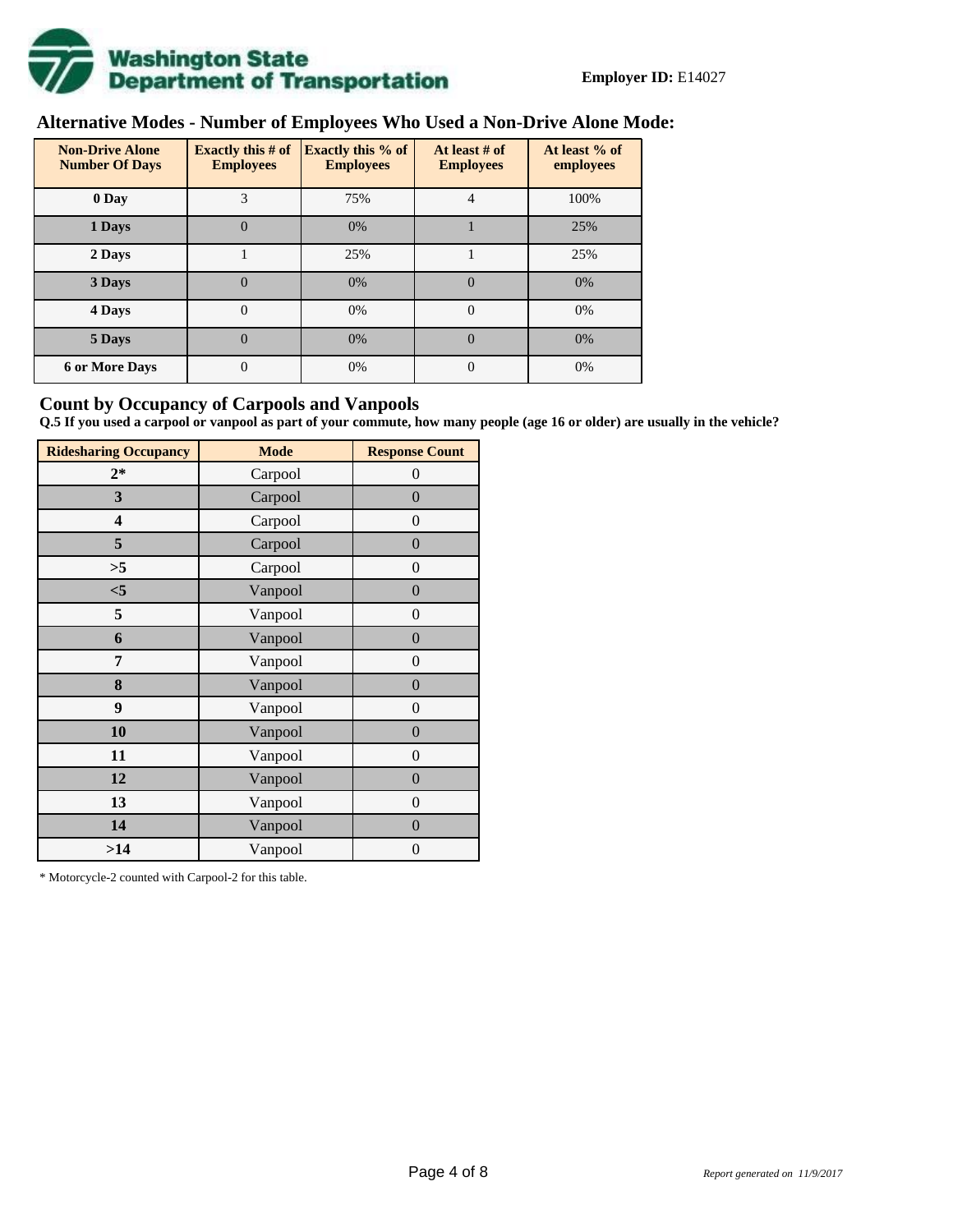**Employer ID:** E14027

## Alternative Modes - Number of Employees Who Used a Non-Drive Alone Mode:

| Non-Drive Alone Number Of Days | Exactly this # of Employees | Exactly this % of Employees | At least # of Employees | At least % of employees |
|---|---|---|---|---|
| 0 Day | 3 | 75% | 4 | 100% |
| 1 Days | 0 | 0% | 1 | 25% |
| 2 Days | 1 | 25% | 1 | 25% |
| 3 Days | 0 | 0% | 0 | 0% |
| 4 Days | 0 | 0% | 0 | 0% |
| 5 Days | 0 | 0% | 0 | 0% |
| 6 or More Days | 0 | 0% | 0 | 0% |

## Count by Occupancy of Carpools and Vanpools

**Q.5 If you used a carpool or vanpool as part of your commute, how many people (age 16 or older) are usually in the vehicle?**

| Ridesharing Occupancy | Mode | Response Count |
|---|---|---|
| 2* | Carpool | 0 |
| 3 | Carpool | 0 |
| 4 | Carpool | 0 |
| 5 | Carpool | 0 |
| >5 | Carpool | 0 |
| <5 | Vanpool | 0 |
| 5 | Vanpool | 0 |
| 6 | Vanpool | 0 |
| 7 | Vanpool | 0 |
| 8 | Vanpool | 0 |
| 9 | Vanpool | 0 |
| 10 | Vanpool | 0 |
| 11 | Vanpool | 0 |
| 12 | Vanpool | 0 |
| 13 | Vanpool | 0 |
| 14 | Vanpool | 0 |
| >14 | Vanpool | 0 |

* Motorcycle-2 counted with Carpool-2 for this table.

*Report generated on 11/9/2017*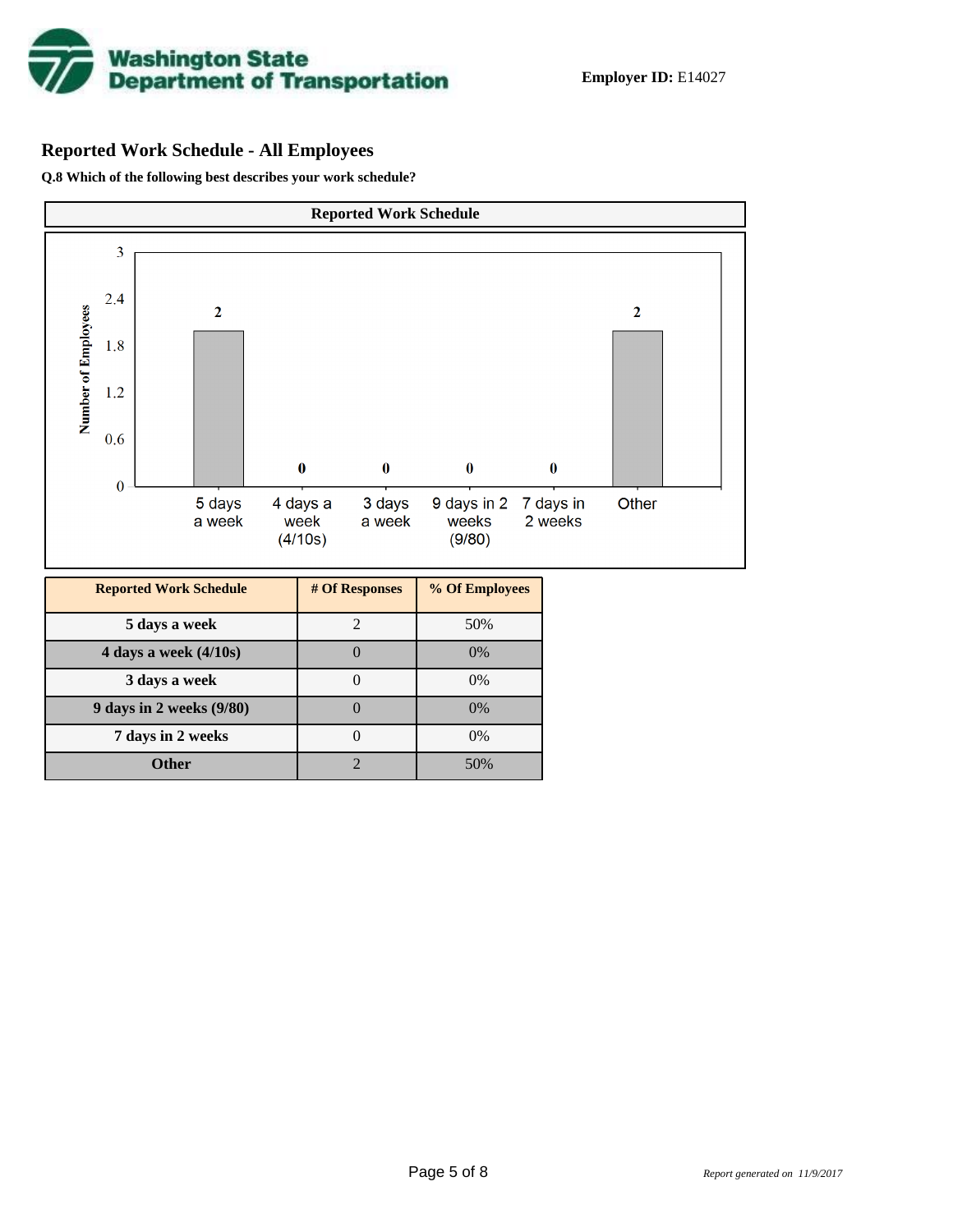**Employer ID:** E14027

## Reported Work Schedule - All Employees

**Q.8 Which of the following best describes your work schedule?**

**Reported Work Schedule**

Number of Employees

3
2.4
1.8
1.2
0.6
0

2
0
0
0
0
2

5 days a week
4 days a week (4/10s)
3 days a week
9 days in 2 weeks (9/80)
7 days in 2 weeks
Other

| Reported Work Schedule | # Of Responses | % Of Employees |
|---|---|---|
| 5 days a week | 2 | 50% |
| 4 days a week (4/10s) | 0 | 0% |
| 3 days a week | 0 | 0% |
| 9 days in 2 weeks (9/80) | 0 | 0% |
| 7 days in 2 weeks | 0 | 0% |
| Other | 2 | 50% |

*Report generated on 11/9/2017*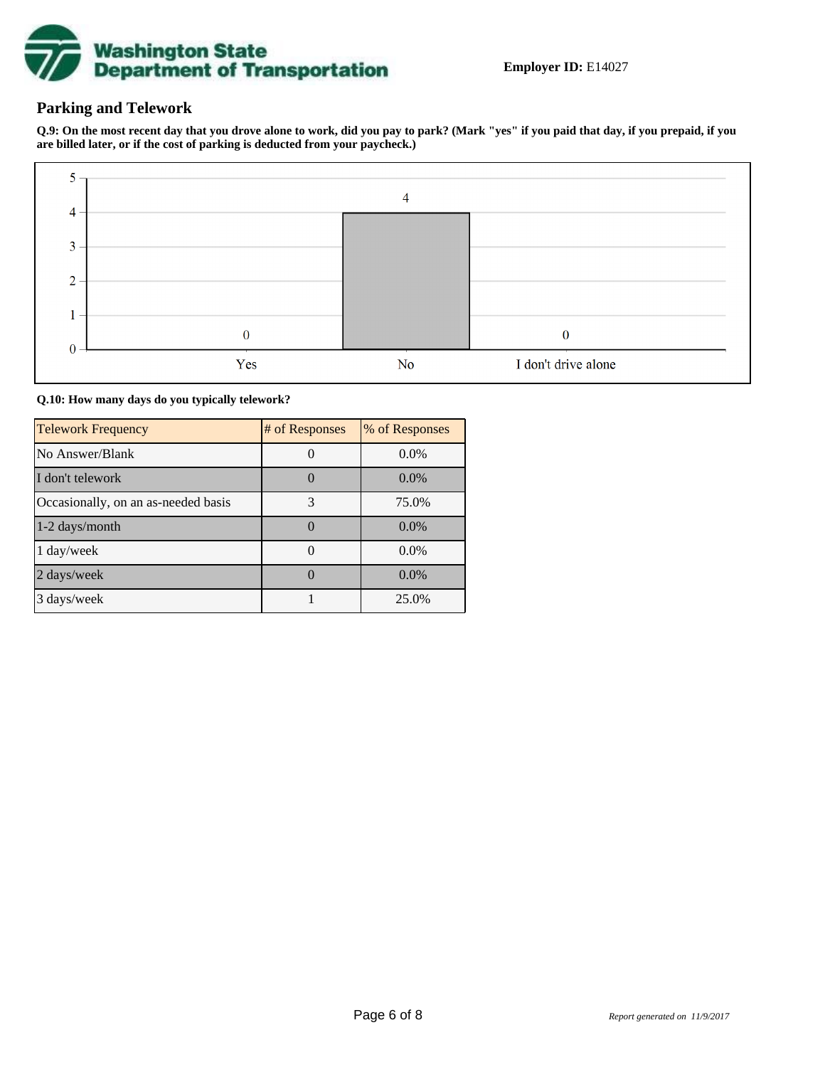**Employer ID:** E14027

## Parking and Telework

**Q.9: On the most recent day that you drove alone to work, did you pay to park? (Mark "yes" if you paid that day, if you prepaid, if you are billed later, or if the cost of parking is deducted from your paycheck.)**

5
4
3
2
1
0

0
Yes

4
No

0
I don't drive alone

**Q.10: How many days do you typically telework?**

| Telework Frequency | # of Responses | % of Responses |
|---|---|---|
| No Answer/Blank | 0 | 0.0% |
| I don't telework | 0 | 0.0% |
| Occasionally, on an as-needed basis | 3 | 75.0% |
| 1-2 days/month | 0 | 0.0% |
| 1 day/week | 0 | 0.0% |
| 2 days/week | 0 | 0.0% |
| 3 days/week | 1 | 25.0% |

*Report generated on 11/9/2017*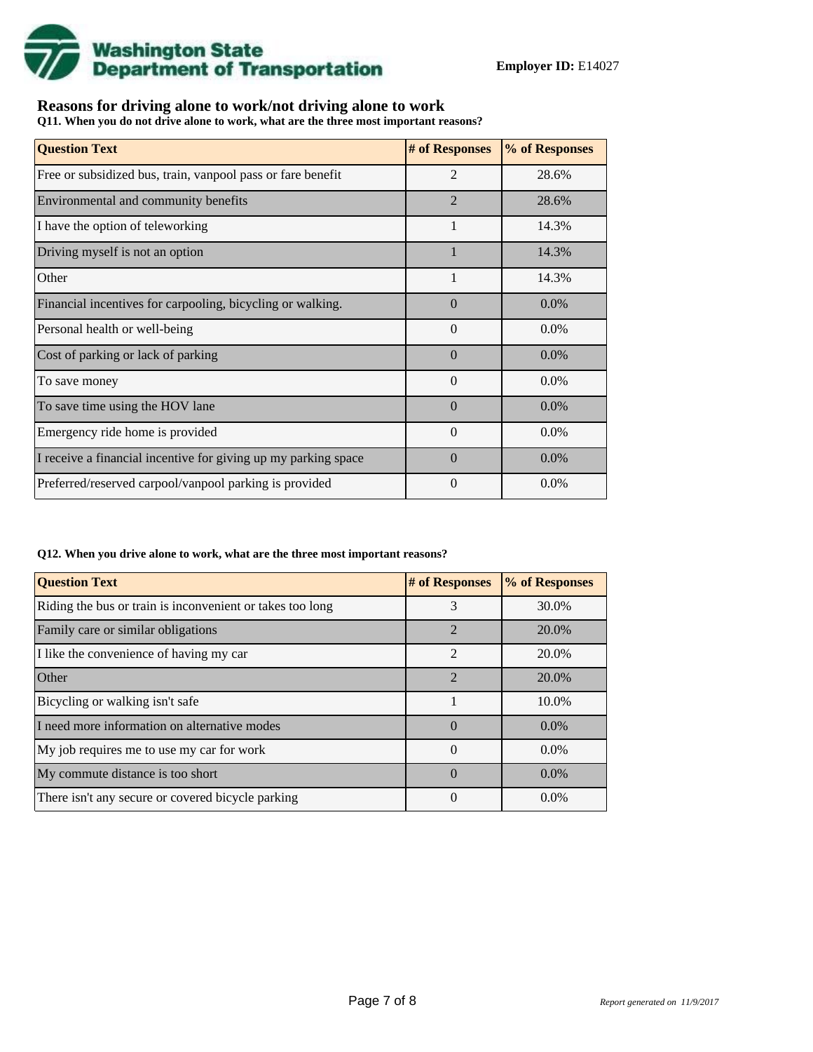Washington State Department of Transportation

**Employer ID:** E14027

## Reasons for driving alone to work/not driving alone to work

**Q11. When you do not drive alone to work, what are the three most important reasons?**

| Question Text | # of Responses | % of Responses |
| --- | --- | --- |
| Free or subsidized bus, train, vanpool pass or fare benefit | 2 | 28.6% |
| Environmental and community benefits | 2 | 28.6% |
| I have the option of teleworking | 1 | 14.3% |
| Driving myself is not an option | 1 | 14.3% |
| Other | 1 | 14.3% |
| Financial incentives for carpooling, bicycling or walking. | 0 | 0.0% |
| Personal health or well-being | 0 | 0.0% |
| Cost of parking or lack of parking | 0 | 0.0% |
| To save money | 0 | 0.0% |
| To save time using the HOV lane | 0 | 0.0% |
| Emergency ride home is provided | 0 | 0.0% |
| I receive a financial incentive for giving up my parking space | 0 | 0.0% |
| Preferred/reserved carpool/vanpool parking is provided | 0 | 0.0% |

**Q12. When you drive alone to work, what are the three most important reasons?**

| Question Text | # of Responses | % of Responses |
| --- | --- | --- |
| Riding the bus or train is inconvenient or takes too long | 3 | 30.0% |
| Family care or similar obligations | 2 | 20.0% |
| I like the convenience of having my car | 2 | 20.0% |
| Other | 2 | 20.0% |
| Bicycling or walking isn't safe | 1 | 10.0% |
| I need more information on alternative modes | 0 | 0.0% |
| My job requires me to use my car for work | 0 | 0.0% |
| My commute distance is too short | 0 | 0.0% |
| There isn't any secure or covered bicycle parking | 0 | 0.0% |

*Report generated on 11/9/2017*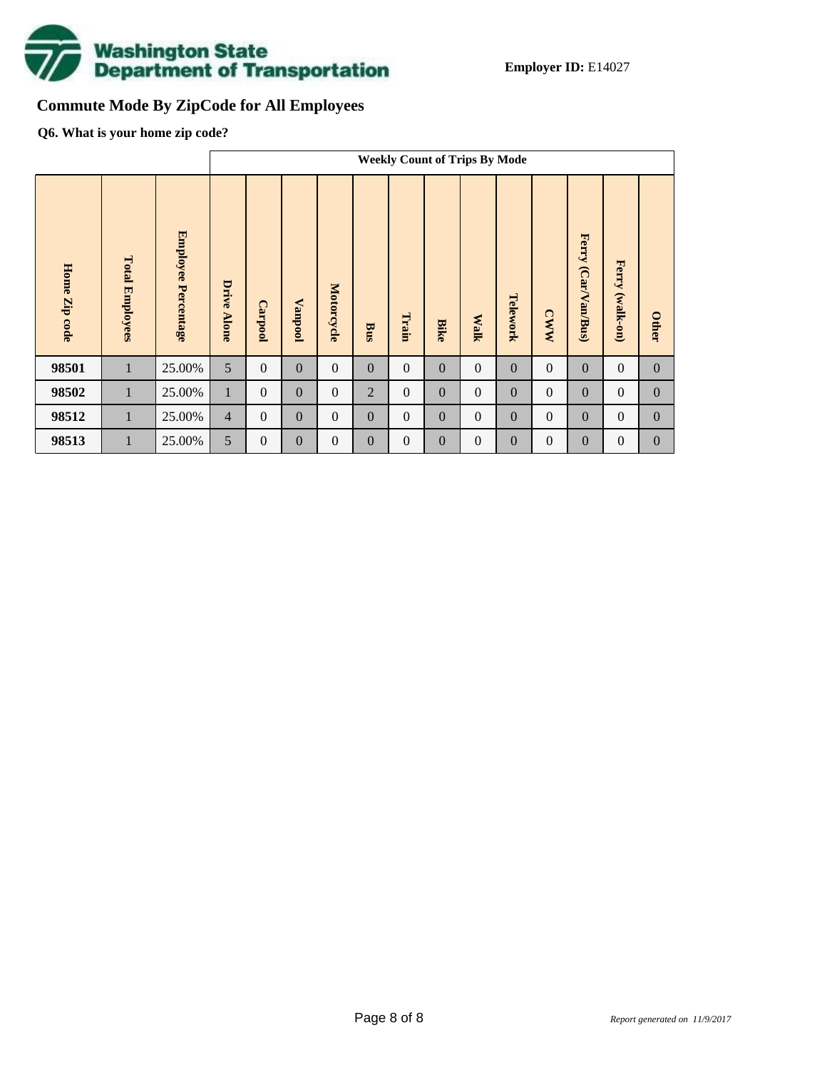**Employer ID:** E14027

## Commute Mode By ZipCode for All Employees

**Q6. What is your home zip code?**

| | | | Weekly Count of Trips By Mode | | | | | | | | | | | | | |
|---|---|---|---|---|---|---|---|---|---|---|---|---|---|---|---|---|
| **Home Zip code** | **Total Employees** | **Employee Percentage** | **Drive Alone** | **Carpool** | **Vanpool** | **Motorcycle** | **Bus** | **Train** | **Bike** | **Walk** | **Telework** | **CWW** | **Ferry (Car/Van/Bus)** | **Ferry (walk-on)** | **Other** |
| **98501** | 1 | 25.00% | 5 | 0 | 0 | 0 | 0 | 0 | 0 | 0 | 0 | 0 | 0 | 0 | 0 |
| **98502** | 1 | 25.00% | 1 | 0 | 0 | 0 | 2 | 0 | 0 | 0 | 0 | 0 | 0 | 0 | 0 |
| **98512** | 1 | 25.00% | 4 | 0 | 0 | 0 | 0 | 0 | 0 | 0 | 0 | 0 | 0 | 0 | 0 |
| **98513** | 1 | 25.00% | 5 | 0 | 0 | 0 | 0 | 0 | 0 | 0 | 0 | 0 | 0 | 0 | 0 |

*Report generated on 11/9/2017*